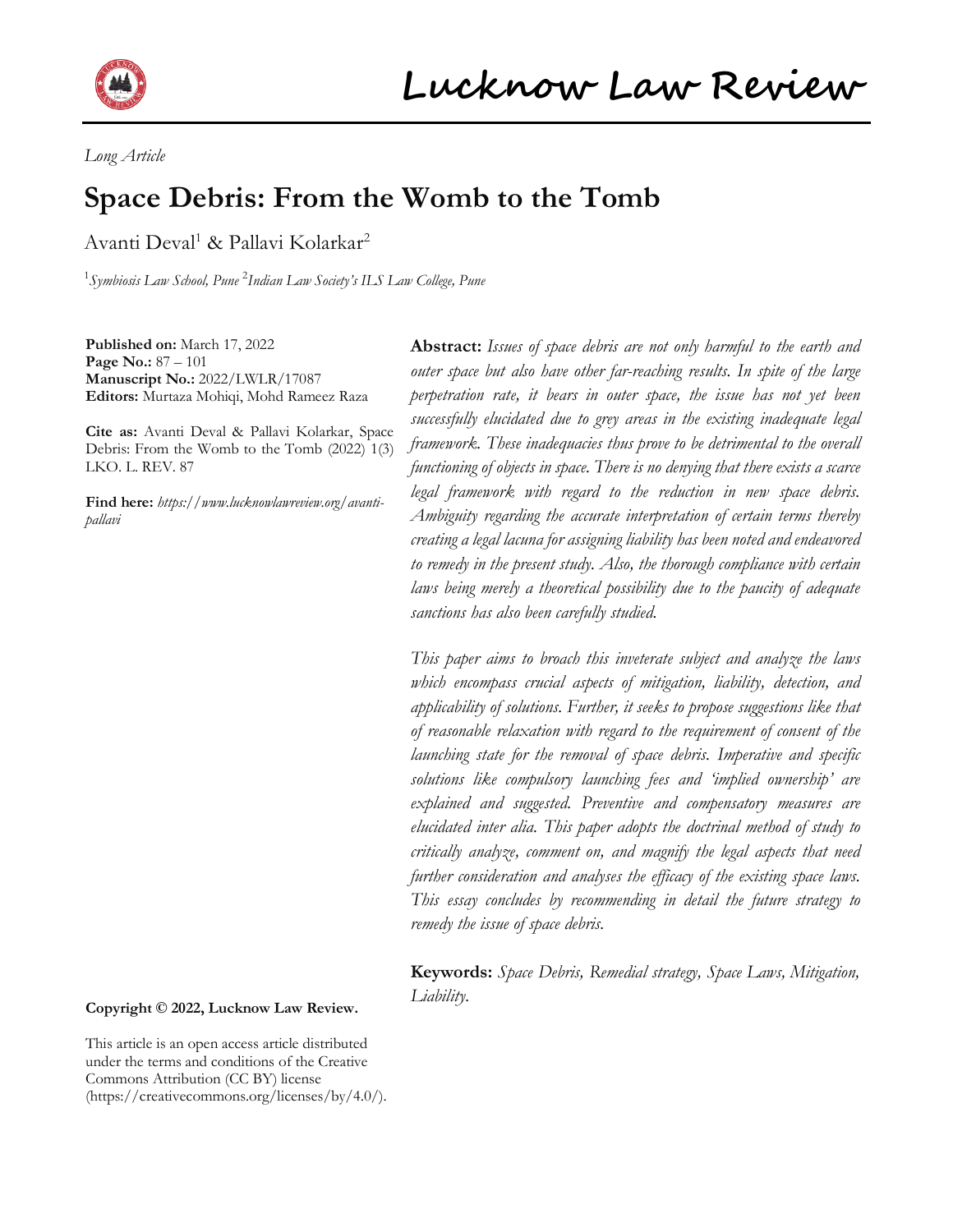*Long Article*

# Space Debris: From the Womb to the Tomb

Avanti Deval[1] & Pallavi Kolarkar[2]

[1]*Symbiosis Law School, Pune* [2]*Indian Law Society's ILS Law College, Pune*

**Published on:** March 17, 2022
**Page No.:** 87 – 101
**Manuscript No.:** 2022/LWLR/17087
**Editors:** Murtaza Mohiqi, Mohd Rameez Raza

**Cite as:** Avanti Deval & Pallavi Kolarkar, Space Debris: From the Womb to the Tomb (2022) 1(3) LKO. L. REV. 87

**Find here:** *https://www.lucknowlawreview.org/avanti-pallavi*

**Abstract:** *Issues of space debris are not only harmful to the earth and outer space but also have other far-reaching results. In spite of the large perpetration rate, it bears in outer space, the issue has not yet been successfully elucidated due to grey areas in the existing inadequate legal framework. These inadequacies thus prove to be detrimental to the overall functioning of objects in space. There is no denying that there exists a scarce legal framework with regard to the reduction in new space debris. Ambiguity regarding the accurate interpretation of certain terms thereby creating a legal lacuna for assigning liability has been noted and endeavored to remedy in the present study. Also, the thorough compliance with certain laws being merely a theoretical possibility due to the paucity of adequate sanctions has also been carefully studied.*

*This paper aims to broach this inveterate subject and analyze the laws which encompass crucial aspects of mitigation, liability, detection, and applicability of solutions. Further, it seeks to propose suggestions like that of reasonable relaxation with regard to the requirement of consent of the launching state for the removal of space debris. Imperative and specific solutions like compulsory launching fees and 'implied ownership' are explained and suggested. Preventive and compensatory measures are elucidated inter alia. This paper adopts the doctrinal method of study to critically analyze, comment on, and magnify the legal aspects that need further consideration and analyses the efficacy of the existing space laws. This essay concludes by recommending in detail the future strategy to remedy the issue of space debris.*

**Keywords:** *Space Debris, Remedial strategy, Space Laws, Mitigation, Liability.*

**Copyright © 2022, Lucknow Law Review.**

This article is an open access article distributed under the terms and conditions of the Creative Commons Attribution (CC BY) license (https://creativecommons.org/licenses/by/4.0/).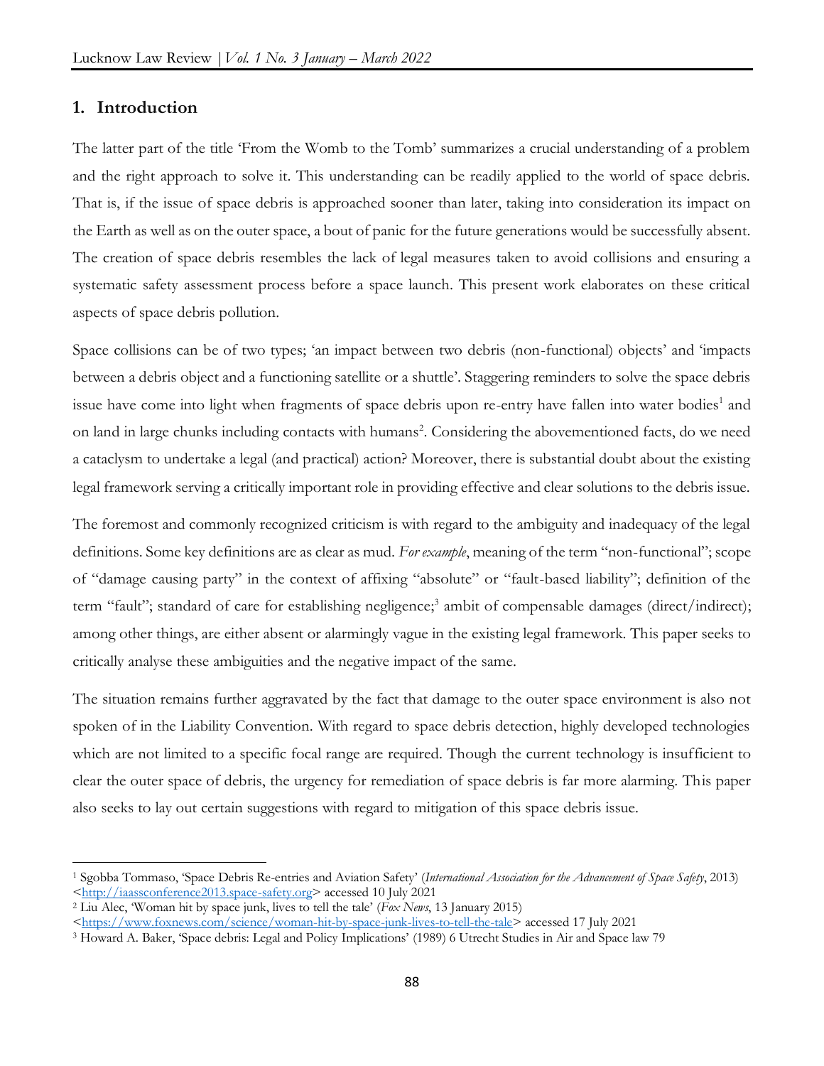## 1. Introduction

The latter part of the title 'From the Womb to the Tomb' summarizes a crucial understanding of a problem and the right approach to solve it. This understanding can be readily applied to the world of space debris. That is, if the issue of space debris is approached sooner than later, taking into consideration its impact on the Earth as well as on the outer space, a bout of panic for the future generations would be successfully absent. The creation of space debris resembles the lack of legal measures taken to avoid collisions and ensuring a systematic safety assessment process before a space launch. This present work elaborates on these critical aspects of space debris pollution.

Space collisions can be of two types; 'an impact between two debris (non-functional) objects' and 'impacts between a debris object and a functioning satellite or a shuttle'. Staggering reminders to solve the space debris issue have come into light when fragments of space debris upon re-entry have fallen into water bodies[1] and on land in large chunks including contacts with humans[2]. Considering the abovementioned facts, do we need a cataclysm to undertake a legal (and practical) action? Moreover, there is substantial doubt about the existing legal framework serving a critically important role in providing effective and clear solutions to the debris issue.

The foremost and commonly recognized criticism is with regard to the ambiguity and inadequacy of the legal definitions. Some key definitions are as clear as mud. *For example*, meaning of the term "non-functional"; scope of "damage causing party" in the context of affixing "absolute" or "fault-based liability"; definition of the term "fault"; standard of care for establishing negligence;[3] ambit of compensable damages (direct/indirect); among other things, are either absent or alarmingly vague in the existing legal framework. This paper seeks to critically analyse these ambiguities and the negative impact of the same.

The situation remains further aggravated by the fact that damage to the outer space environment is also not spoken of in the Liability Convention. With regard to space debris detection, highly developed technologies which are not limited to a specific focal range are required. Though the current technology is insufficient to clear the outer space of debris, the urgency for remediation of space debris is far more alarming. This paper also seeks to lay out certain suggestions with regard to mitigation of this space debris issue.

---

[1] Sgobba Tommaso, 'Space Debris Re-entries and Aviation Safety' (*International Association for the Advancement of Space Safety*, 2013) <http://iaassconference2013.space-safety.org> accessed 10 July 2021

[2] Liu Alec, 'Woman hit by space junk, lives to tell the tale' (*Fox News*, 13 January 2015) <https://www.foxnews.com/science/woman-hit-by-space-junk-lives-to-tell-the-tale> accessed 17 July 2021

[3] Howard A. Baker, 'Space debris: Legal and Policy Implications' (1989) 6 Utrecht Studies in Air and Space law 79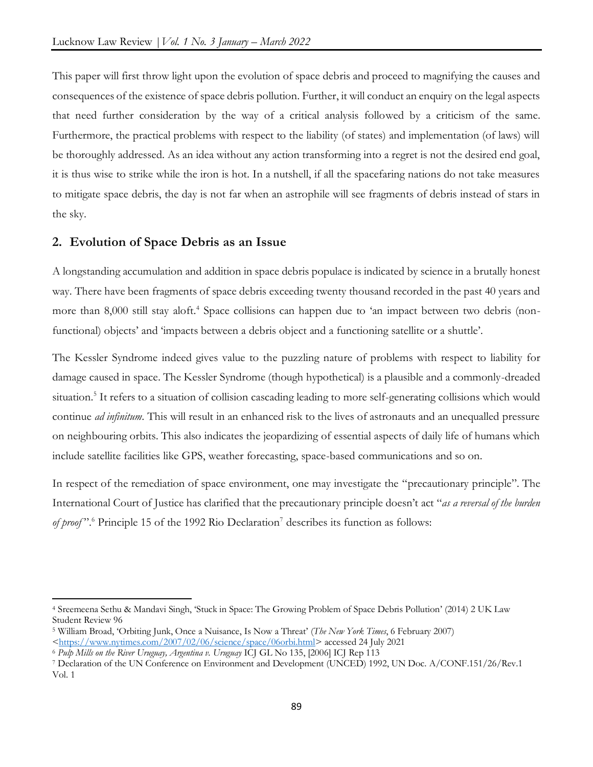This paper will first throw light upon the evolution of space debris and proceed to magnifying the causes and consequences of the existence of space debris pollution. Further, it will conduct an enquiry on the legal aspects that need further consideration by the way of a critical analysis followed by a criticism of the same. Furthermore, the practical problems with respect to the liability (of states) and implementation (of laws) will be thoroughly addressed. As an idea without any action transforming into a regret is not the desired end goal, it is thus wise to strike while the iron is hot. In a nutshell, if all the spacefaring nations do not take measures to mitigate space debris, the day is not far when an astrophile will see fragments of debris instead of stars in the sky.

## 2. Evolution of Space Debris as an Issue

A longstanding accumulation and addition in space debris populace is indicated by science in a brutally honest way. There have been fragments of space debris exceeding twenty thousand recorded in the past 40 years and more than 8,000 still stay aloft.[4] Space collisions can happen due to 'an impact between two debris (non-functional) objects' and 'impacts between a debris object and a functioning satellite or a shuttle'.

The Kessler Syndrome indeed gives value to the puzzling nature of problems with respect to liability for damage caused in space. The Kessler Syndrome (though hypothetical) is a plausible and a commonly-dreaded situation.[5] It refers to a situation of collision cascading leading to more self-generating collisions which would continue *ad infinitum*. This will result in an enhanced risk to the lives of astronauts and an unequalled pressure on neighbouring orbits. This also indicates the jeopardizing of essential aspects of daily life of humans which include satellite facilities like GPS, weather forecasting, space-based communications and so on.

In respect of the remediation of space environment, one may investigate the "precautionary principle". The International Court of Justice has clarified that the precautionary principle doesn't act "*as a reversal of the burden of proof*".[6] Principle 15 of the 1992 Rio Declaration[7] describes its function as follows:

---

[4] Sreemeena Sethu & Mandavi Singh, 'Stuck in Space: The Growing Problem of Space Debris Pollution' (2014) 2 UK Law Student Review 96

[5] William Broad, 'Orbiting Junk, Once a Nuisance, Is Now a Threat' (*The New York Times*, 6 February 2007) <https://www.nytimes.com/2007/02/06/science/space/06orbi.html> accessed 24 July 2021

[6] *Pulp Mills on the River Uruguay, Argentina v. Uruguay* ICJ GL No 135, [2006] ICJ Rep 113

[7] Declaration of the UN Conference on Environment and Development (UNCED) 1992, UN Doc. A/CONF.151/26/Rev.1 Vol. 1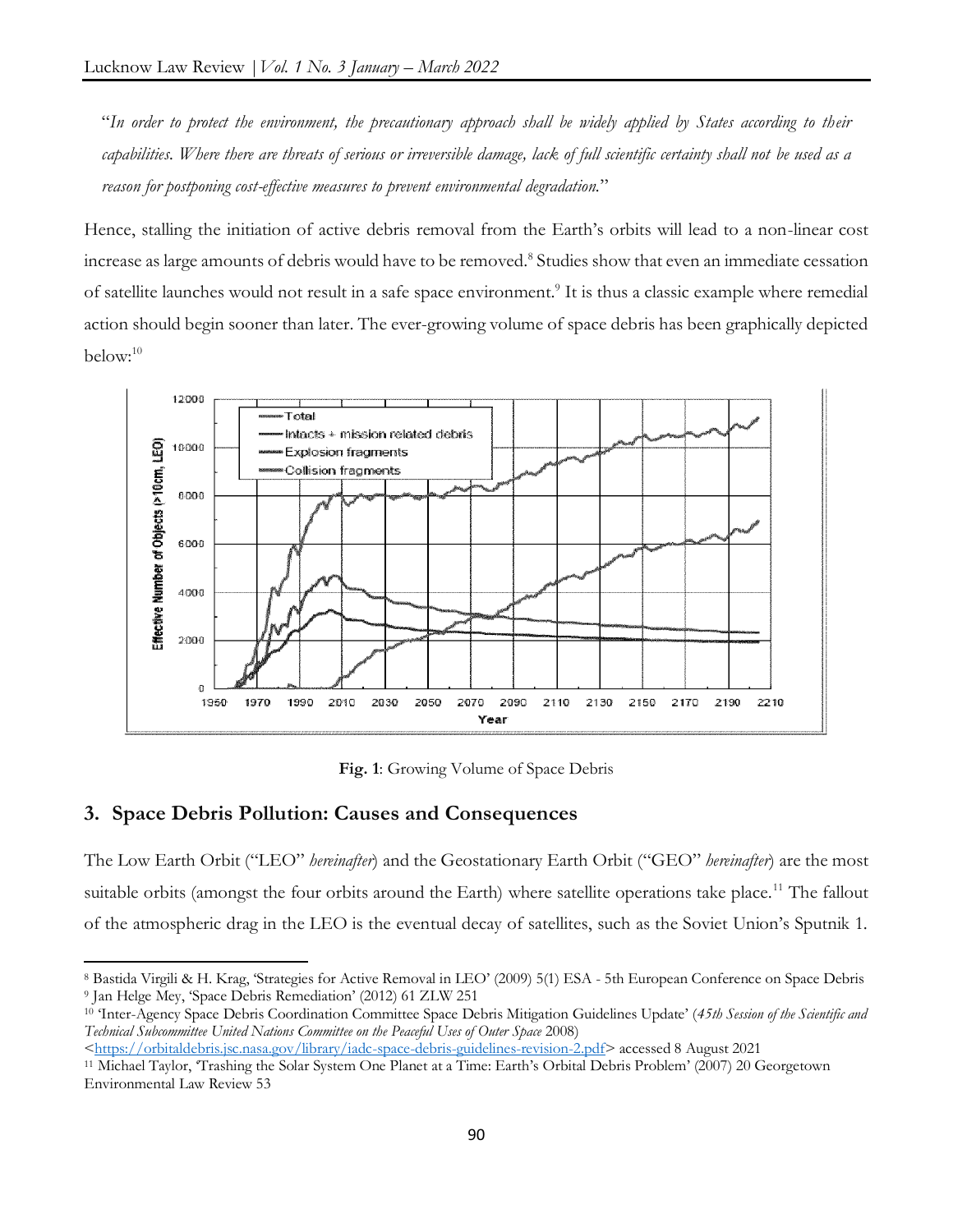"*In order to protect the environment, the precautionary approach shall be widely applied by States according to their capabilities. Where there are threats of serious or irreversible damage, lack of full scientific certainty shall not be used as a reason for postponing cost-effective measures to prevent environmental degradation.*"

Hence, stalling the initiation of active debris removal from the Earth's orbits will lead to a non-linear cost increase as large amounts of debris would have to be removed.[8] Studies show that even an immediate cessation of satellite launches would not result in a safe space environment.[9] It is thus a classic example where remedial action should begin sooner than later. The ever-growing volume of space debris has been graphically depicted below:[10]

**Fig. 1**: Growing Volume of Space Debris

## 3. Space Debris Pollution: Causes and Consequences

The Low Earth Orbit ("LEO" *hereinafter*) and the Geostationary Earth Orbit ("GEO" *hereinafter*) are the most suitable orbits (amongst the four orbits around the Earth) where satellite operations take place.[11] The fallout of the atmospheric drag in the LEO is the eventual decay of satellites, such as the Soviet Union's Sputnik 1.

---

[8] Bastida Virgili & H. Krag, 'Strategies for Active Removal in LEO' (2009) 5(1) ESA - 5th European Conference on Space Debris

[9] Jan Helge Mey, 'Space Debris Remediation' (2012) 61 ZLW 251

[10] 'Inter-Agency Space Debris Coordination Committee Space Debris Mitigation Guidelines Update' (*45th Session of the Scientific and Technical Subcommittee United Nations Committee on the Peaceful Uses of Outer Space* 2008) <https://orbitaldebris.jsc.nasa.gov/library/iadc-space-debris-guidelines-revision-2.pdf> accessed 8 August 2021

[11] Michael Taylor, 'Trashing the Solar System One Planet at a Time: Earth's Orbital Debris Problem' (2007) 20 Georgetown Environmental Law Review 53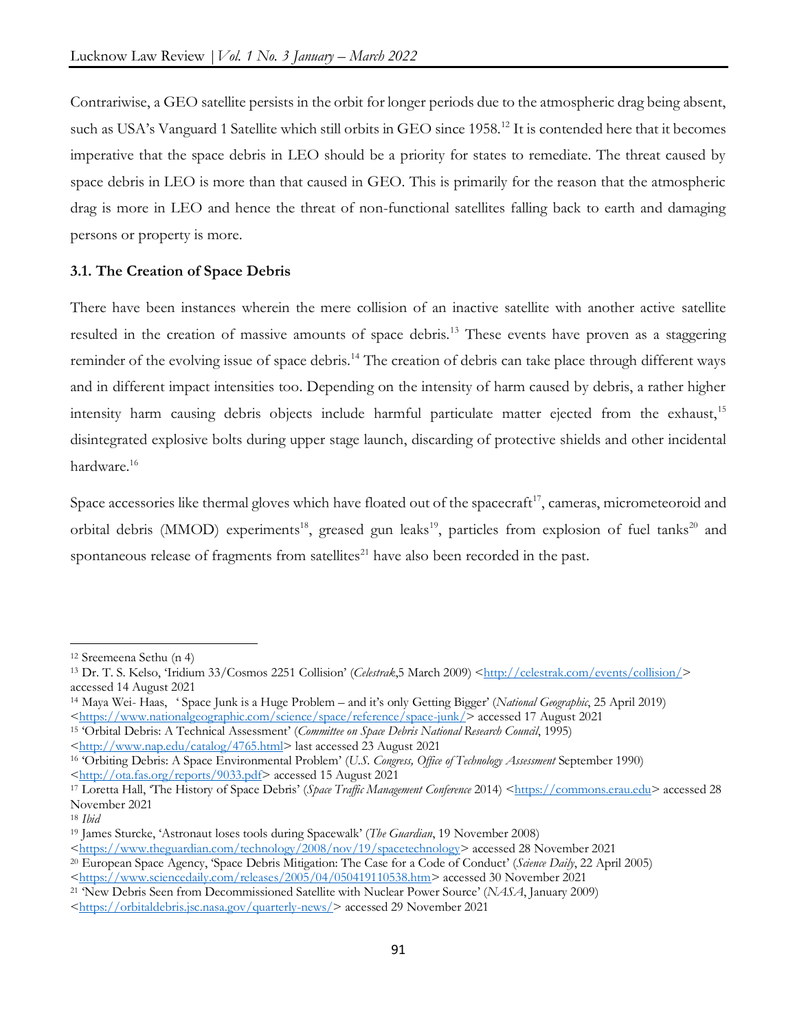Contrariwise, a GEO satellite persists in the orbit for longer periods due to the atmospheric drag being absent, such as USA's Vanguard 1 Satellite which still orbits in GEO since 1958.[12] It is contended here that it becomes imperative that the space debris in LEO should be a priority for states to remediate. The threat caused by space debris in LEO is more than that caused in GEO. This is primarily for the reason that the atmospheric drag is more in LEO and hence the threat of non-functional satellites falling back to earth and damaging persons or property is more.

### 3.1. The Creation of Space Debris

There have been instances wherein the mere collision of an inactive satellite with another active satellite resulted in the creation of massive amounts of space debris.[13] These events have proven as a staggering reminder of the evolving issue of space debris.[14] The creation of debris can take place through different ways and in different impact intensities too. Depending on the intensity of harm caused by debris, a rather higher intensity harm causing debris objects include harmful particulate matter ejected from the exhaust,[15] disintegrated explosive bolts during upper stage launch, discarding of protective shields and other incidental hardware.[16]

Space accessories like thermal gloves which have floated out of the spacecraft[17], cameras, micrometeoroid and orbital debris (MMOD) experiments[18], greased gun leaks[19], particles from explosion of fuel tanks[20] and spontaneous release of fragments from satellites[21] have also been recorded in the past.

---

[12] Sreemeena Sethu (n 4)

[13] Dr. T. S. Kelso, 'Iridium 33/Cosmos 2251 Collision' (*Celestrak*,5 March 2009) <http://celestrak.com/events/collision/> accessed 14 August 2021

[14] Maya Wei- Haas, ' Space Junk is a Huge Problem – and it's only Getting Bigger' (*National Geographic*, 25 April 2019) <https://www.nationalgeographic.com/science/space/reference/space-junk/> accessed 17 August 2021

[15] 'Orbital Debris: A Technical Assessment' (*Committee on Space Debris National Research Council*, 1995) <http://www.nap.edu/catalog/4765.html> last accessed 23 August 2021

[16] 'Orbiting Debris: A Space Environmental Problem' (*U.S. Congress, Office of Technology Assessment* September 1990) <http://ota.fas.org/reports/9033.pdf> accessed 15 August 2021

[17] Loretta Hall, 'The History of Space Debris' (*Space Traffic Management Conference* 2014) <https://commons.erau.edu> accessed 28 November 2021

[18] *Ibid*

[19] James Sturcke, 'Astronaut loses tools during Spacewalk' (*The Guardian*, 19 November 2008) <https://www.theguardian.com/technology/2008/nov/19/spacetechnology> accessed 28 November 2021

[20] European Space Agency, 'Space Debris Mitigation: The Case for a Code of Conduct' (*Science Daily*, 22 April 2005) <https://www.sciencedaily.com/releases/2005/04/050419110538.htm> accessed 30 November 2021

[21] 'New Debris Seen from Decommissioned Satellite with Nuclear Power Source' (*NASA*, January 2009) <https://orbitaldebris.jsc.nasa.gov/quarterly-news/> accessed 29 November 2021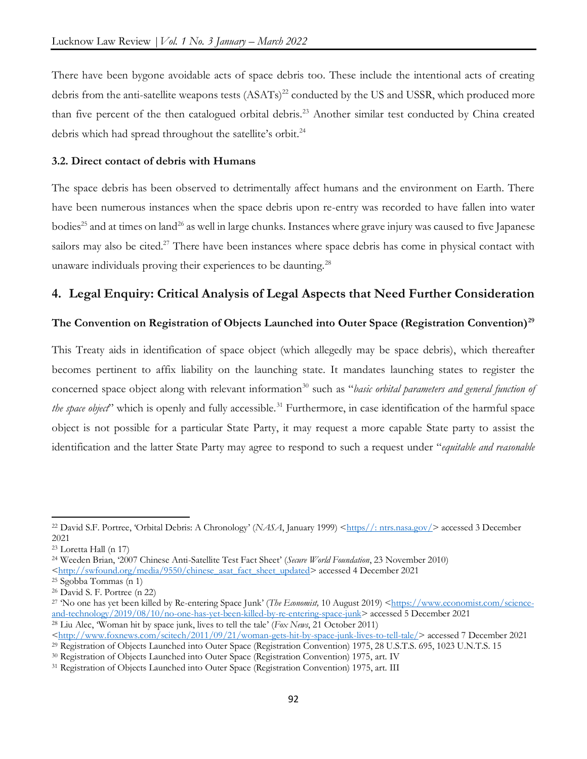There have been bygone avoidable acts of space debris too. These include the intentional acts of creating debris from the anti-satellite weapons tests (ASATs)[22] conducted by the US and USSR, which produced more than five percent of the then catalogued orbital debris.[23] Another similar test conducted by China created debris which had spread throughout the satellite's orbit.[24]

### 3.2. Direct contact of debris with Humans

The space debris has been observed to detrimentally affect humans and the environment on Earth. There have been numerous instances when the space debris upon re-entry was recorded to have fallen into water bodies[25] and at times on land[26] as well in large chunks. Instances where grave injury was caused to five Japanese sailors may also be cited.[27] There have been instances where space debris has come in physical contact with unaware individuals proving their experiences to be daunting.[28]

## 4. Legal Enquiry: Critical Analysis of Legal Aspects that Need Further Consideration

### The Convention on Registration of Objects Launched into Outer Space (Registration Convention)[29]

This Treaty aids in identification of space object (which allegedly may be space debris), which thereafter becomes pertinent to affix liability on the launching state. It mandates launching states to register the concerned space object along with relevant information[30] such as "*basic orbital parameters and general function of the space object*" which is openly and fully accessible.[31] Furthermore, in case identification of the harmful space object is not possible for a particular State Party, it may request a more capable State party to assist the identification and the latter State Party may agree to respond to such a request under "*equitable and reasonable*

---

[22] David S.F. Portree, 'Orbital Debris: A Chronology' (*NASA*, January 1999) <https//: ntrs.nasa.gov/> accessed 3 December 2021

[23] Loretta Hall (n 17)

[24] Weeden Brian, '2007 Chinese Anti-Satellite Test Fact Sheet' (*Secure World Foundation*, 23 November 2010) <http://swfound.org/media/9550/chinese_asat_fact_sheet_updated> accessed 4 December 2021

[25] Sgobba Tommas (n 1)

[26] David S. F. Portree (n 22)

[27] 'No one has yet been killed by Re-entering Space Junk' (*The Economist,* 10 August 2019) <https://www.economist.com/science-and-technology/2019/08/10/no-one-has-yet-been-killed-by-re-entering-space-junk> accessed 5 December 2021

[28] Liu Alec, 'Woman hit by space junk, lives to tell the tale' (*Fox News*, 21 October 2011) <http://www.foxnews.com/scitech/2011/09/21/woman-gets-hit-by-space-junk-lives-to-tell-tale/> accessed 7 December 2021

[29] Registration of Objects Launched into Outer Space (Registration Convention) 1975, 28 U.S.T.S. 695, 1023 U.N.T.S. 15

[30] Registration of Objects Launched into Outer Space (Registration Convention) 1975, art. IV

[31] Registration of Objects Launched into Outer Space (Registration Convention) 1975, art. III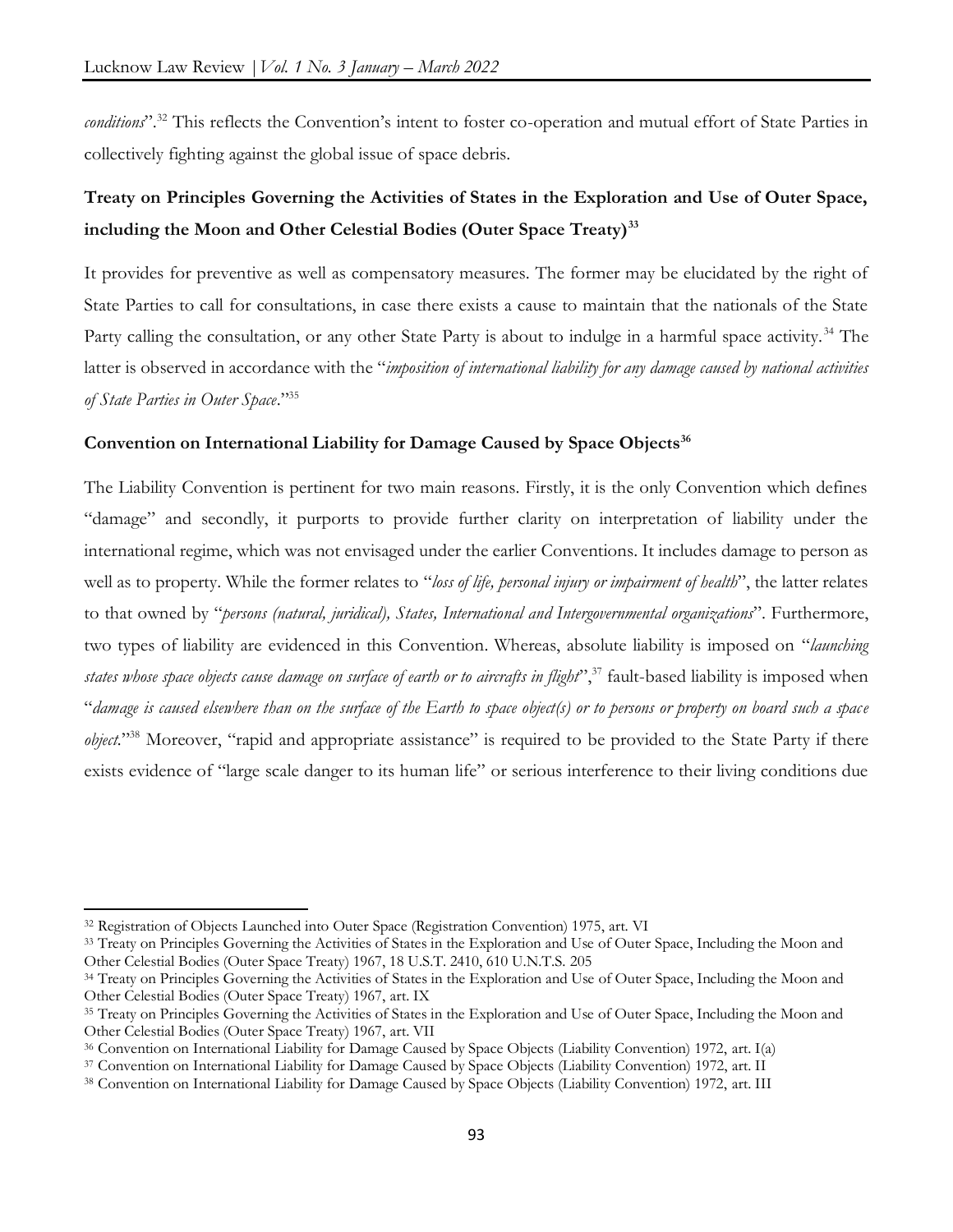*conditions*".[32] This reflects the Convention's intent to foster co-operation and mutual effort of State Parties in collectively fighting against the global issue of space debris.

### Treaty on Principles Governing the Activities of States in the Exploration and Use of Outer Space, including the Moon and Other Celestial Bodies (Outer Space Treaty)[33]

It provides for preventive as well as compensatory measures. The former may be elucidated by the right of State Parties to call for consultations, in case there exists a cause to maintain that the nationals of the State Party calling the consultation, or any other State Party is about to indulge in a harmful space activity.[34] The latter is observed in accordance with the "*imposition of international liability for any damage caused by national activities of State Parties in Outer Space*."[35]

### Convention on International Liability for Damage Caused by Space Objects[36]

The Liability Convention is pertinent for two main reasons. Firstly, it is the only Convention which defines "damage" and secondly, it purports to provide further clarity on interpretation of liability under the international regime, which was not envisaged under the earlier Conventions. It includes damage to person as well as to property. While the former relates to "*loss of life, personal injury or impairment of health*", the latter relates to that owned by "*persons (natural, juridical), States, International and Intergovernmental organizations*". Furthermore, two types of liability are evidenced in this Convention. Whereas, absolute liability is imposed on "*launching states whose space objects cause damage on surface of earth or to aircrafts in flight*",[37] fault-based liability is imposed when "*damage is caused elsewhere than on the surface of the Earth to space object(s) or to persons or property on board such a space object*."[38] Moreover, "rapid and appropriate assistance" is required to be provided to the State Party if there exists evidence of "large scale danger to its human life" or serious interference to their living conditions due

---

[32] Registration of Objects Launched into Outer Space (Registration Convention) 1975, art. VI

[33] Treaty on Principles Governing the Activities of States in the Exploration and Use of Outer Space, Including the Moon and Other Celestial Bodies (Outer Space Treaty) 1967, 18 U.S.T. 2410, 610 U.N.T.S. 205

[34] Treaty on Principles Governing the Activities of States in the Exploration and Use of Outer Space, Including the Moon and Other Celestial Bodies (Outer Space Treaty) 1967, art. IX

[35] Treaty on Principles Governing the Activities of States in the Exploration and Use of Outer Space, Including the Moon and Other Celestial Bodies (Outer Space Treaty) 1967, art. VII

[36] Convention on International Liability for Damage Caused by Space Objects (Liability Convention) 1972, art. I(a)

[37] Convention on International Liability for Damage Caused by Space Objects (Liability Convention) 1972, art. II

[38] Convention on International Liability for Damage Caused by Space Objects (Liability Convention) 1972, art. III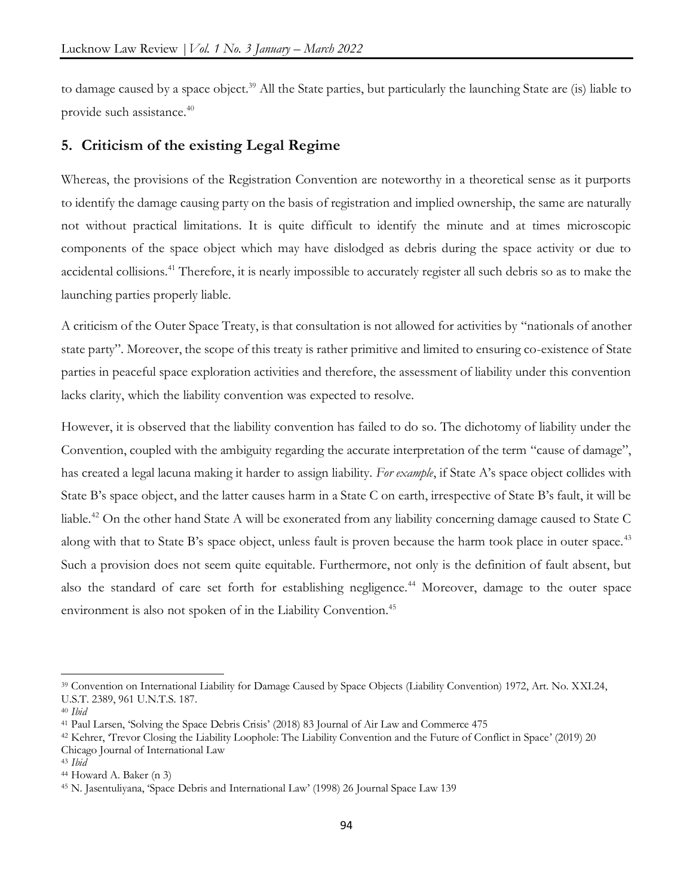to damage caused by a space object.[39] All the State parties, but particularly the launching State are (is) liable to provide such assistance.[40]

## 5. Criticism of the existing Legal Regime

Whereas, the provisions of the Registration Convention are noteworthy in a theoretical sense as it purports to identify the damage causing party on the basis of registration and implied ownership, the same are naturally not without practical limitations. It is quite difficult to identify the minute and at times microscopic components of the space object which may have dislodged as debris during the space activity or due to accidental collisions.[41] Therefore, it is nearly impossible to accurately register all such debris so as to make the launching parties properly liable.

A criticism of the Outer Space Treaty, is that consultation is not allowed for activities by "nationals of another state party". Moreover, the scope of this treaty is rather primitive and limited to ensuring co-existence of State parties in peaceful space exploration activities and therefore, the assessment of liability under this convention lacks clarity, which the liability convention was expected to resolve.

However, it is observed that the liability convention has failed to do so. The dichotomy of liability under the Convention, coupled with the ambiguity regarding the accurate interpretation of the term "cause of damage", has created a legal lacuna making it harder to assign liability. *For example*, if State A's space object collides with State B's space object, and the latter causes harm in a State C on earth, irrespective of State B's fault, it will be liable.[42] On the other hand State A will be exonerated from any liability concerning damage caused to State C along with that to State B's space object, unless fault is proven because the harm took place in outer space.[43] Such a provision does not seem quite equitable. Furthermore, not only is the definition of fault absent, but also the standard of care set forth for establishing negligence.[44] Moreover, damage to the outer space environment is also not spoken of in the Liability Convention.[45]

---

[39] Convention on International Liability for Damage Caused by Space Objects (Liability Convention) 1972, Art. No. XXI.24, U.S.T. 2389, 961 U.N.T.S. 187.

[40] *Ibid*

[41] Paul Larsen, 'Solving the Space Debris Crisis' (2018) 83 Journal of Air Law and Commerce 475

[42] Kehrer, 'Trevor Closing the Liability Loophole: The Liability Convention and the Future of Conflict in Space' (2019) 20 Chicago Journal of International Law

[43] *Ibid*

[44] Howard A. Baker (n 3)

[45] N. Jasentuliyana, 'Space Debris and International Law' (1998) 26 Journal Space Law 139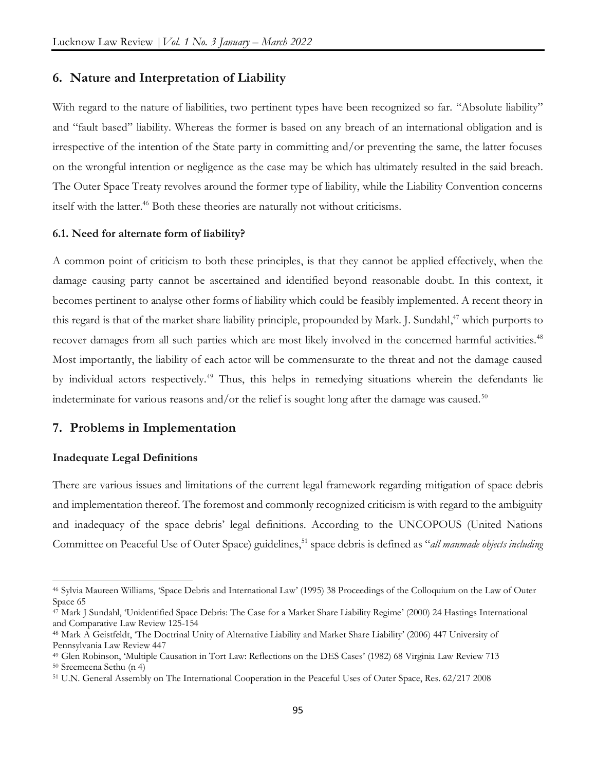## 6. Nature and Interpretation of Liability

With regard to the nature of liabilities, two pertinent types have been recognized so far. "Absolute liability" and "fault based" liability. Whereas the former is based on any breach of an international obligation and is irrespective of the intention of the State party in committing and/or preventing the same, the latter focuses on the wrongful intention or negligence as the case may be which has ultimately resulted in the said breach. The Outer Space Treaty revolves around the former type of liability, while the Liability Convention concerns itself with the latter.[46] Both these theories are naturally not without criticisms.

### 6.1. Need for alternate form of liability?

A common point of criticism to both these principles, is that they cannot be applied effectively, when the damage causing party cannot be ascertained and identified beyond reasonable doubt. In this context, it becomes pertinent to analyse other forms of liability which could be feasibly implemented. A recent theory in this regard is that of the market share liability principle, propounded by Mark. J. Sundahl,[47] which purports to recover damages from all such parties which are most likely involved in the concerned harmful activities.[48] Most importantly, the liability of each actor will be commensurate to the threat and not the damage caused by individual actors respectively.[49] Thus, this helps in remedying situations wherein the defendants lie indeterminate for various reasons and/or the relief is sought long after the damage was caused.[50]

## 7. Problems in Implementation

### Inadequate Legal Definitions

There are various issues and limitations of the current legal framework regarding mitigation of space debris and implementation thereof. The foremost and commonly recognized criticism is with regard to the ambiguity and inadequacy of the space debris' legal definitions. According to the UNCOPOUS (United Nations Committee on Peaceful Use of Outer Space) guidelines,[51] space debris is defined as "*all manmade objects including*

---

[46] Sylvia Maureen Williams, 'Space Debris and International Law' (1995) 38 Proceedings of the Colloquium on the Law of Outer Space 65

[47] Mark J Sundahl, 'Unidentified Space Debris: The Case for a Market Share Liability Regime' (2000) 24 Hastings International and Comparative Law Review 125-154

[48] Mark A Geistfeldt, 'The Doctrinal Unity of Alternative Liability and Market Share Liability' (2006) 447 University of Pennsylvania Law Review 447

[49] Glen Robinson, 'Multiple Causation in Tort Law: Reflections on the DES Cases' (1982) 68 Virginia Law Review 713

[50] Sreemeena Sethu (n 4)

[51] U.N. General Assembly on The International Cooperation in the Peaceful Uses of Outer Space, Res. 62/217 2008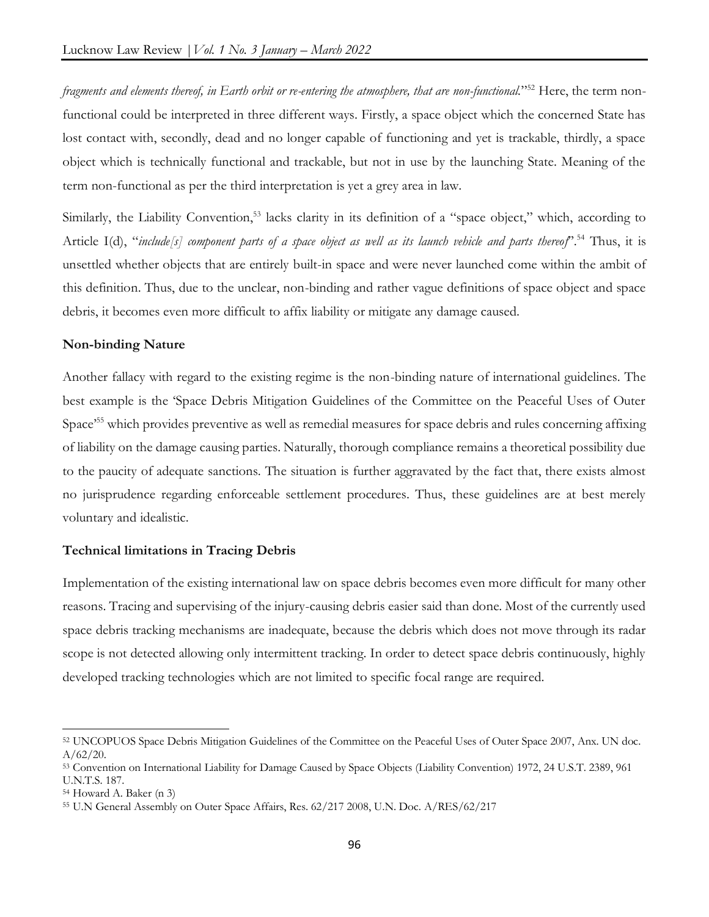*fragments and elements thereof, in Earth orbit or re-entering the atmosphere, that are non-functional*."[52] Here, the term non-functional could be interpreted in three different ways. Firstly, a space object which the concerned State has lost contact with, secondly, dead and no longer capable of functioning and yet is trackable, thirdly, a space object which is technically functional and trackable, but not in use by the launching State. Meaning of the term non-functional as per the third interpretation is yet a grey area in law.

Similarly, the Liability Convention,[53] lacks clarity in its definition of a "space object," which, according to Article I(d), "*include[s] component parts of a space object as well as its launch vehicle and parts thereof*".[54] Thus, it is unsettled whether objects that are entirely built-in space and were never launched come within the ambit of this definition. Thus, due to the unclear, non-binding and rather vague definitions of space object and space debris, it becomes even more difficult to affix liability or mitigate any damage caused.

**Non-binding Nature**

Another fallacy with regard to the existing regime is the non-binding nature of international guidelines. The best example is the 'Space Debris Mitigation Guidelines of the Committee on the Peaceful Uses of Outer Space'[55] which provides preventive as well as remedial measures for space debris and rules concerning affixing of liability on the damage causing parties. Naturally, thorough compliance remains a theoretical possibility due to the paucity of adequate sanctions. The situation is further aggravated by the fact that, there exists almost no jurisprudence regarding enforceable settlement procedures. Thus, these guidelines are at best merely voluntary and idealistic.

**Technical limitations in Tracing Debris**

Implementation of the existing international law on space debris becomes even more difficult for many other reasons. Tracing and supervising of the injury-causing debris easier said than done. Most of the currently used space debris tracking mechanisms are inadequate, because the debris which does not move through its radar scope is not detected allowing only intermittent tracking. In order to detect space debris continuously, highly developed tracking technologies which are not limited to specific focal range are required.

---

[52] UNCOPUOS Space Debris Mitigation Guidelines of the Committee on the Peaceful Uses of Outer Space 2007, Anx. UN doc. A/62/20.

[53] Convention on International Liability for Damage Caused by Space Objects (Liability Convention) 1972, 24 U.S.T. 2389, 961 U.N.T.S. 187.

[54] Howard A. Baker (n 3)

[55] U.N General Assembly on Outer Space Affairs, Res. 62/217 2008, U.N. Doc. A/RES/62/217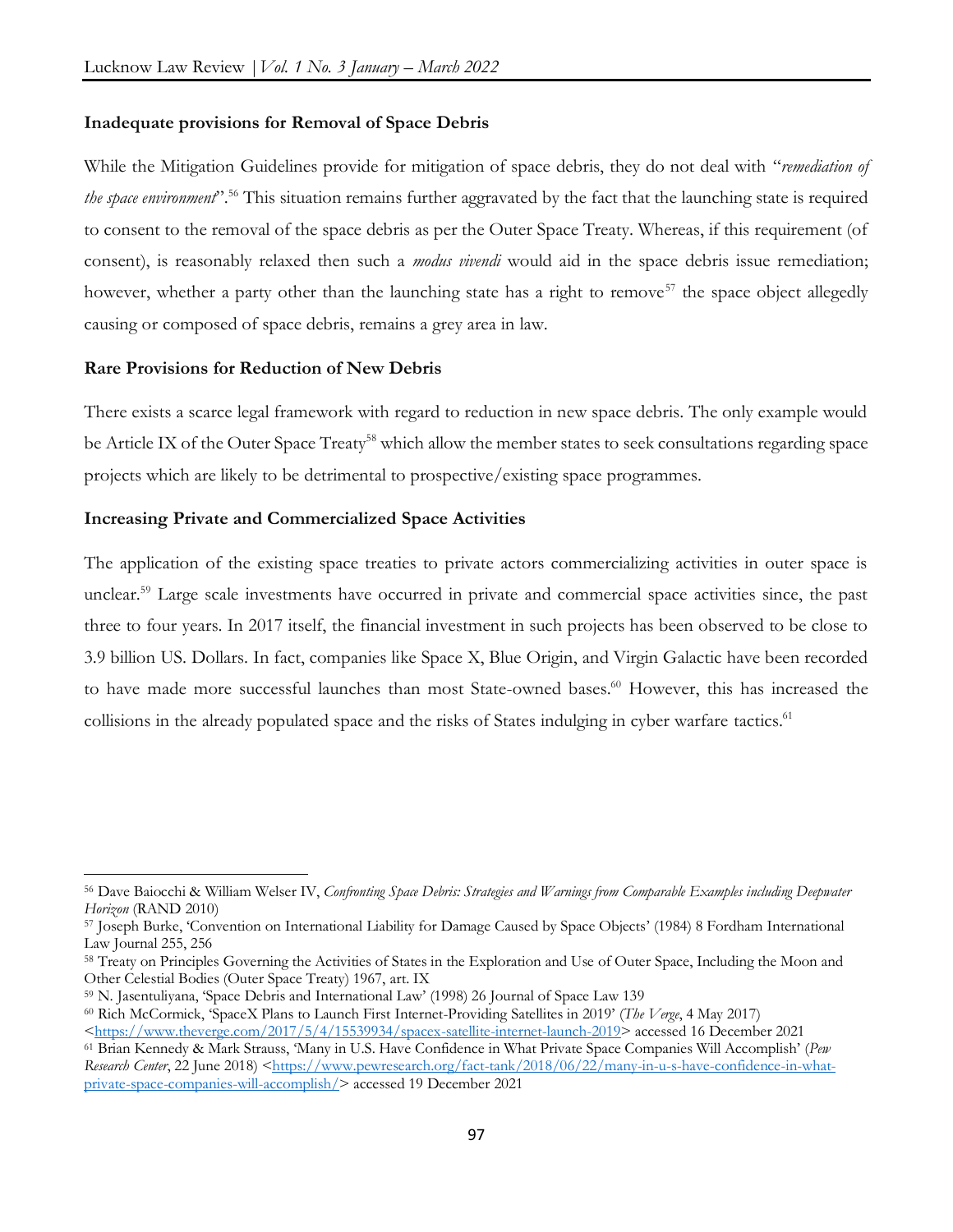**Inadequate provisions for Removal of Space Debris**

While the Mitigation Guidelines provide for mitigation of space debris, they do not deal with "*remediation of the space environment*".[56] This situation remains further aggravated by the fact that the launching state is required to consent to the removal of the space debris as per the Outer Space Treaty. Whereas, if this requirement (of consent), is reasonably relaxed then such a *modus vivendi* would aid in the space debris issue remediation; however, whether a party other than the launching state has a right to remove[57] the space object allegedly causing or composed of space debris, remains a grey area in law.

**Rare Provisions for Reduction of New Debris**

There exists a scarce legal framework with regard to reduction in new space debris. The only example would be Article IX of the Outer Space Treaty[58] which allow the member states to seek consultations regarding space projects which are likely to be detrimental to prospective/existing space programmes.

**Increasing Private and Commercialized Space Activities**

The application of the existing space treaties to private actors commercializing activities in outer space is unclear.[59] Large scale investments have occurred in private and commercial space activities since, the past three to four years. In 2017 itself, the financial investment in such projects has been observed to be close to 3.9 billion US. Dollars. In fact, companies like Space X, Blue Origin, and Virgin Galactic have been recorded to have made more successful launches than most State-owned bases.[60] However, this has increased the collisions in the already populated space and the risks of States indulging in cyber warfare tactics.[61]

---

[56] Dave Baiocchi & William Welser IV, *Confronting Space Debris: Strategies and Warnings from Comparable Examples including Deepwater Horizon* (RAND 2010)

[57] Joseph Burke, 'Convention on International Liability for Damage Caused by Space Objects' (1984) 8 Fordham International Law Journal 255, 256

[58] Treaty on Principles Governing the Activities of States in the Exploration and Use of Outer Space, Including the Moon and Other Celestial Bodies (Outer Space Treaty) 1967, art. IX

[59] N. Jasentuliyana, 'Space Debris and International Law' (1998) 26 Journal of Space Law 139

[60] Rich McCormick, 'SpaceX Plans to Launch First Internet-Providing Satellites in 2019' (*The Verge*, 4 May 2017) <https://www.theverge.com/2017/5/4/15539934/spacex-satellite-internet-launch-2019> accessed 16 December 2021

[61] Brian Kennedy & Mark Strauss, 'Many in U.S. Have Confidence in What Private Space Companies Will Accomplish' (*Pew Research Center*, 22 June 2018) <https://www.pewresearch.org/fact-tank/2018/06/22/many-in-u-s-have-confidence-in-what-private-space-companies-will-accomplish/> accessed 19 December 2021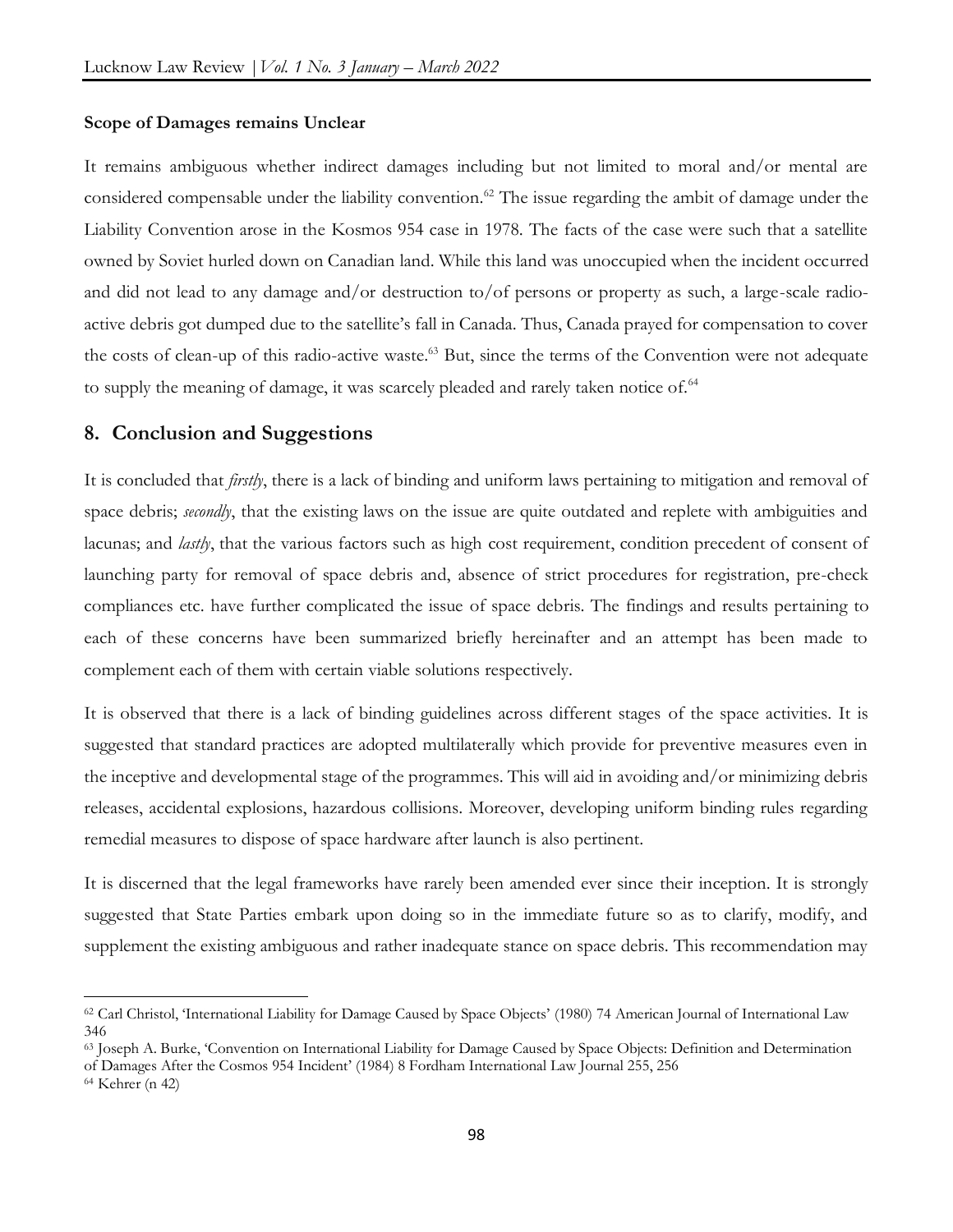**Scope of Damages remains Unclear**

It remains ambiguous whether indirect damages including but not limited to moral and/or mental are considered compensable under the liability convention.[62] The issue regarding the ambit of damage under the Liability Convention arose in the Kosmos 954 case in 1978. The facts of the case were such that a satellite owned by Soviet hurled down on Canadian land. While this land was unoccupied when the incident occurred and did not lead to any damage and/or destruction to/of persons or property as such, a large-scale radio-active debris got dumped due to the satellite's fall in Canada. Thus, Canada prayed for compensation to cover the costs of clean-up of this radio-active waste.[63] But, since the terms of the Convention were not adequate to supply the meaning of damage, it was scarcely pleaded and rarely taken notice of.[64]

## 8. Conclusion and Suggestions

It is concluded that *firstly*, there is a lack of binding and uniform laws pertaining to mitigation and removal of space debris; *secondly*, that the existing laws on the issue are quite outdated and replete with ambiguities and lacunas; and *lastly*, that the various factors such as high cost requirement, condition precedent of consent of launching party for removal of space debris and, absence of strict procedures for registration, pre-check compliances etc. have further complicated the issue of space debris. The findings and results pertaining to each of these concerns have been summarized briefly hereinafter and an attempt has been made to complement each of them with certain viable solutions respectively.

It is observed that there is a lack of binding guidelines across different stages of the space activities. It is suggested that standard practices are adopted multilaterally which provide for preventive measures even in the inceptive and developmental stage of the programmes. This will aid in avoiding and/or minimizing debris releases, accidental explosions, hazardous collisions. Moreover, developing uniform binding rules regarding remedial measures to dispose of space hardware after launch is also pertinent.

It is discerned that the legal frameworks have rarely been amended ever since their inception. It is strongly suggested that State Parties embark upon doing so in the immediate future so as to clarify, modify, and supplement the existing ambiguous and rather inadequate stance on space debris. This recommendation may

---

[62] Carl Christol, 'International Liability for Damage Caused by Space Objects' (1980) 74 American Journal of International Law 346

[63] Joseph A. Burke, 'Convention on International Liability for Damage Caused by Space Objects: Definition and Determination of Damages After the Cosmos 954 Incident' (1984) 8 Fordham International Law Journal 255, 256

[64] Kehrer (n 42)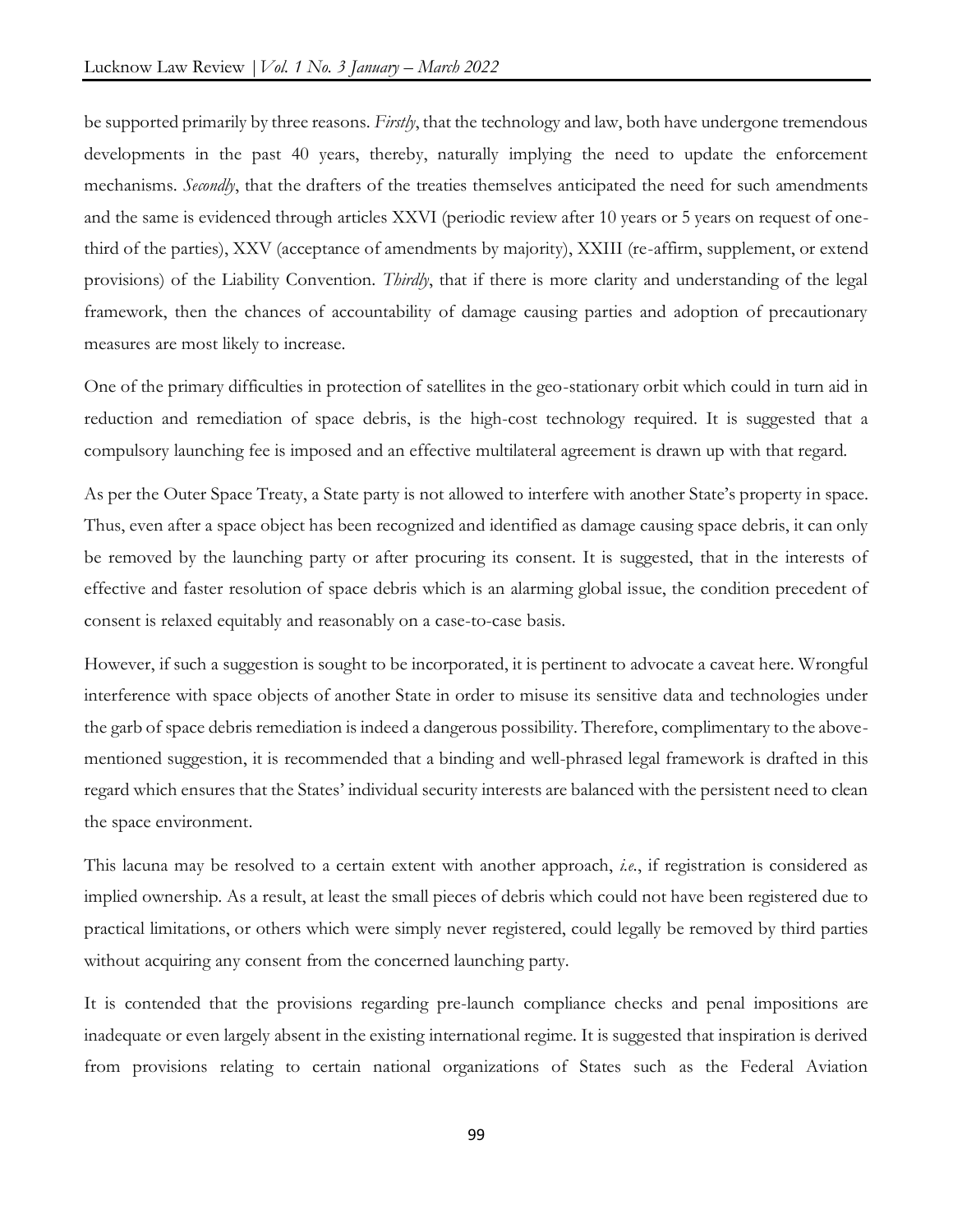be supported primarily by three reasons. *Firstly*, that the technology and law, both have undergone tremendous developments in the past 40 years, thereby, naturally implying the need to update the enforcement mechanisms. *Secondly*, that the drafters of the treaties themselves anticipated the need for such amendments and the same is evidenced through articles XXVI (periodic review after 10 years or 5 years on request of one-third of the parties), XXV (acceptance of amendments by majority), XXIII (re-affirm, supplement, or extend provisions) of the Liability Convention. *Thirdly*, that if there is more clarity and understanding of the legal framework, then the chances of accountability of damage causing parties and adoption of precautionary measures are most likely to increase.

One of the primary difficulties in protection of satellites in the geo-stationary orbit which could in turn aid in reduction and remediation of space debris, is the high-cost technology required. It is suggested that a compulsory launching fee is imposed and an effective multilateral agreement is drawn up with that regard.

As per the Outer Space Treaty, a State party is not allowed to interfere with another State's property in space. Thus, even after a space object has been recognized and identified as damage causing space debris, it can only be removed by the launching party or after procuring its consent. It is suggested, that in the interests of effective and faster resolution of space debris which is an alarming global issue, the condition precedent of consent is relaxed equitably and reasonably on a case-to-case basis.

However, if such a suggestion is sought to be incorporated, it is pertinent to advocate a caveat here. Wrongful interference with space objects of another State in order to misuse its sensitive data and technologies under the garb of space debris remediation is indeed a dangerous possibility. Therefore, complimentary to the above-mentioned suggestion, it is recommended that a binding and well-phrased legal framework is drafted in this regard which ensures that the States' individual security interests are balanced with the persistent need to clean the space environment.

This lacuna may be resolved to a certain extent with another approach, *i.e.*, if registration is considered as implied ownership. As a result, at least the small pieces of debris which could not have been registered due to practical limitations, or others which were simply never registered, could legally be removed by third parties without acquiring any consent from the concerned launching party.

It is contended that the provisions regarding pre-launch compliance checks and penal impositions are inadequate or even largely absent in the existing international regime. It is suggested that inspiration is derived from provisions relating to certain national organizations of States such as the Federal Aviation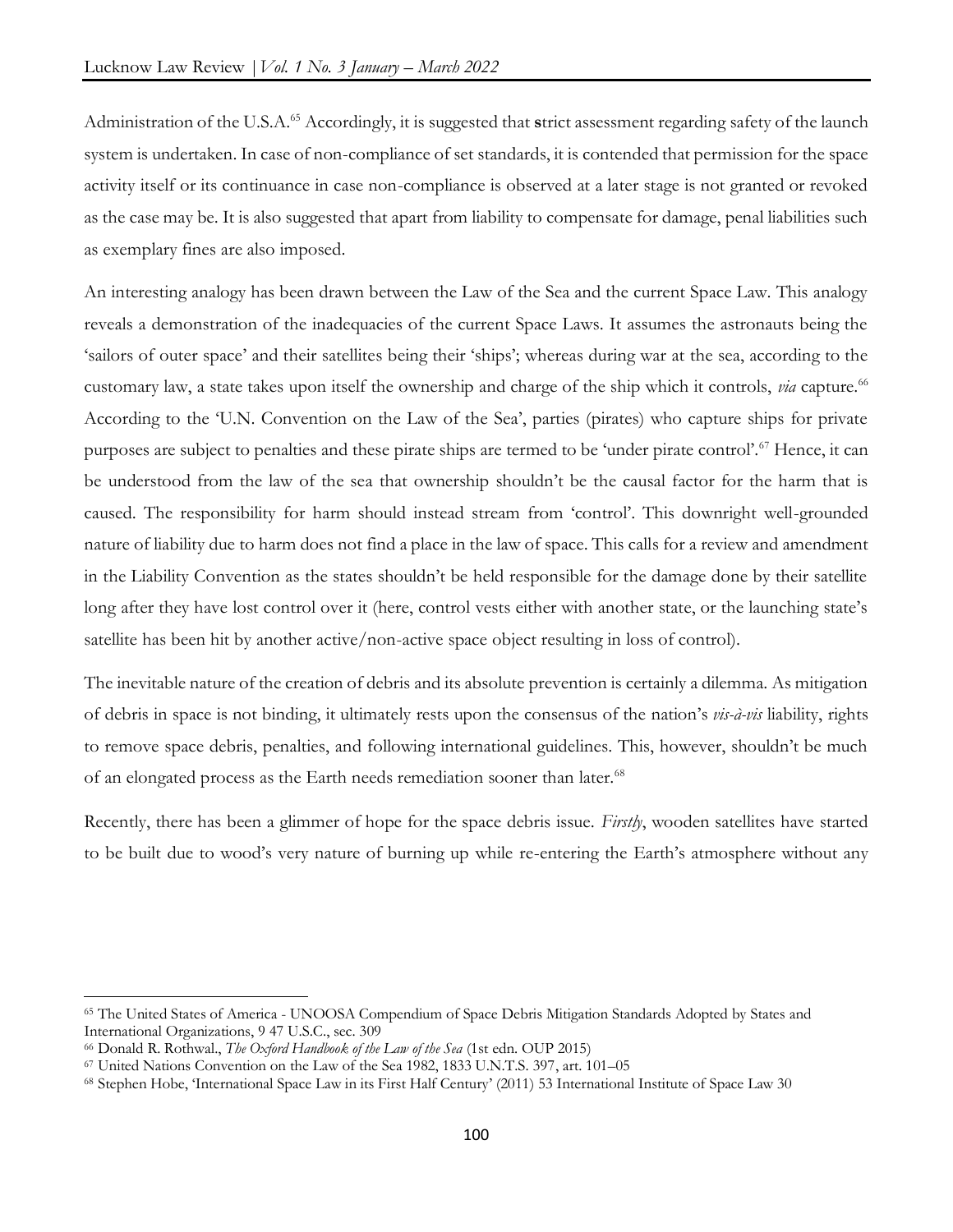Administration of the U.S.A.[65] Accordingly, it is suggested that strict assessment regarding safety of the launch system is undertaken. In case of non-compliance of set standards, it is contended that permission for the space activity itself or its continuance in case non-compliance is observed at a later stage is not granted or revoked as the case may be. It is also suggested that apart from liability to compensate for damage, penal liabilities such as exemplary fines are also imposed.

An interesting analogy has been drawn between the Law of the Sea and the current Space Law. This analogy reveals a demonstration of the inadequacies of the current Space Laws. It assumes the astronauts being the 'sailors of outer space' and their satellites being their 'ships'; whereas during war at the sea, according to the customary law, a state takes upon itself the ownership and charge of the ship which it controls, *via* capture.[66] According to the 'U.N. Convention on the Law of the Sea', parties (pirates) who capture ships for private purposes are subject to penalties and these pirate ships are termed to be 'under pirate control'.[67] Hence, it can be understood from the law of the sea that ownership shouldn't be the causal factor for the harm that is caused. The responsibility for harm should instead stream from 'control'. This downright well-grounded nature of liability due to harm does not find a place in the law of space. This calls for a review and amendment in the Liability Convention as the states shouldn't be held responsible for the damage done by their satellite long after they have lost control over it (here, control vests either with another state, or the launching state's satellite has been hit by another active/non-active space object resulting in loss of control).

The inevitable nature of the creation of debris and its absolute prevention is certainly a dilemma. As mitigation of debris in space is not binding, it ultimately rests upon the consensus of the nation's *vis-à-vis* liability, rights to remove space debris, penalties, and following international guidelines. This, however, shouldn't be much of an elongated process as the Earth needs remediation sooner than later.[68]

Recently, there has been a glimmer of hope for the space debris issue. *Firstly*, wooden satellites have started to be built due to wood's very nature of burning up while re-entering the Earth's atmosphere without any

---

[65] The United States of America - UNOOSA Compendium of Space Debris Mitigation Standards Adopted by States and International Organizations, 9 47 U.S.C., sec. 309

[66] Donald R. Rothwal., *The Oxford Handbook of the Law of the Sea* (1st edn. OUP 2015)

[67] United Nations Convention on the Law of the Sea 1982, 1833 U.N.T.S. 397, art. 101–05

[68] Stephen Hobe, 'International Space Law in its First Half Century' (2011) 53 International Institute of Space Law 30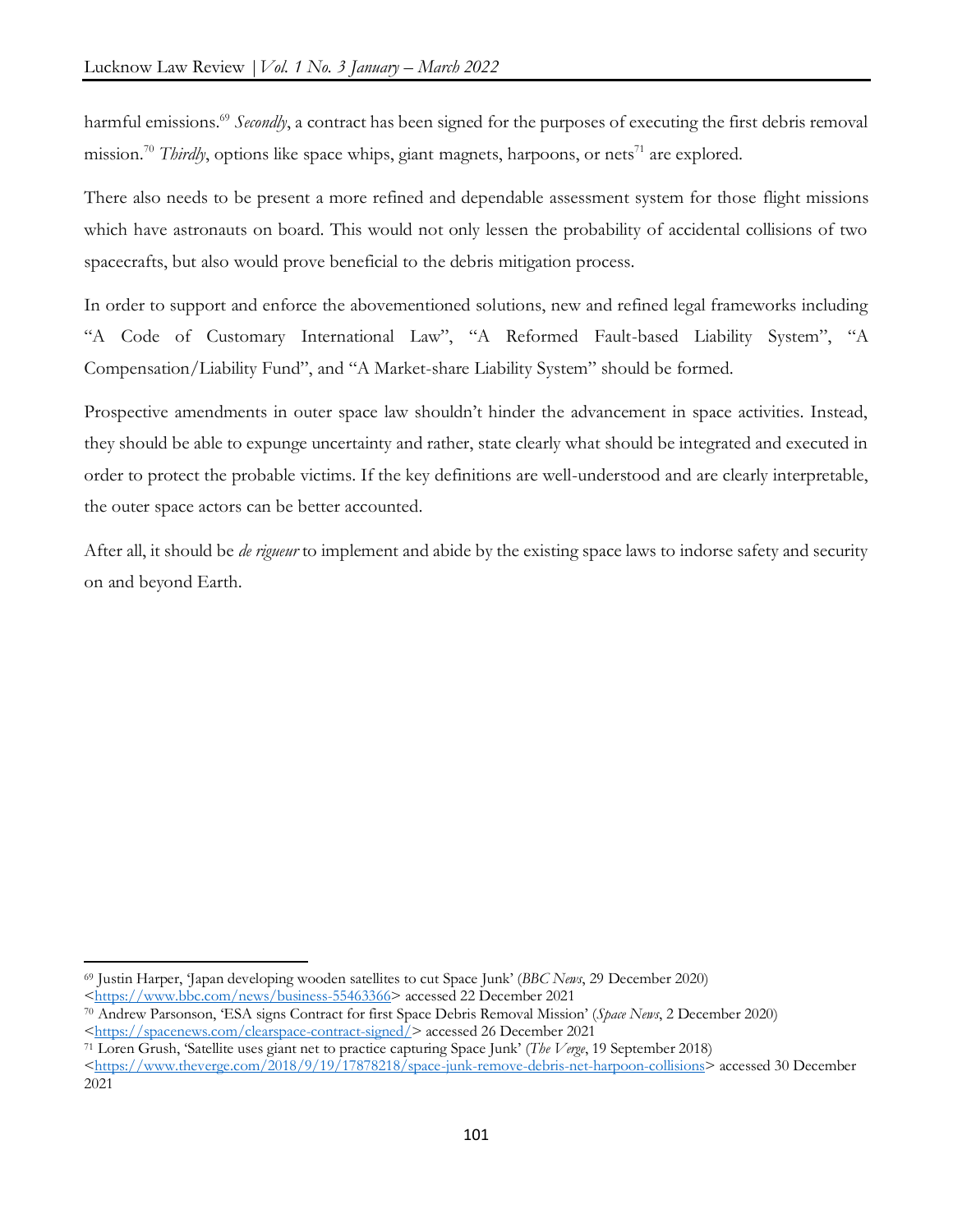harmful emissions.[69] *Secondly*, a contract has been signed for the purposes of executing the first debris removal mission.[70] *Thirdly*, options like space whips, giant magnets, harpoons, or nets[71] are explored.

There also needs to be present a more refined and dependable assessment system for those flight missions which have astronauts on board. This would not only lessen the probability of accidental collisions of two spacecrafts, but also would prove beneficial to the debris mitigation process.

In order to support and enforce the abovementioned solutions, new and refined legal frameworks including "A Code of Customary International Law", "A Reformed Fault-based Liability System", "A Compensation/Liability Fund", and "A Market-share Liability System" should be formed.

Prospective amendments in outer space law shouldn't hinder the advancement in space activities. Instead, they should be able to expunge uncertainty and rather, state clearly what should be integrated and executed in order to protect the probable victims. If the key definitions are well-understood and are clearly interpretable, the outer space actors can be better accounted.

After all, it should be *de rigueur* to implement and abide by the existing space laws to indorse safety and security on and beyond Earth.

---

[69] Justin Harper, 'Japan developing wooden satellites to cut Space Junk' (*BBC News*, 29 December 2020) <https://www.bbc.com/news/business-55463366> accessed 22 December 2021

[70] Andrew Parsonson, 'ESA signs Contract for first Space Debris Removal Mission' (*Space News*, 2 December 2020) <https://spacenews.com/clearspace-contract-signed/> accessed 26 December 2021

[71] Loren Grush, 'Satellite uses giant net to practice capturing Space Junk' (*The Verge*, 19 September 2018) <https://www.theverge.com/2018/9/19/17878218/space-junk-remove-debris-net-harpoon-collisions> accessed 30 December 2021